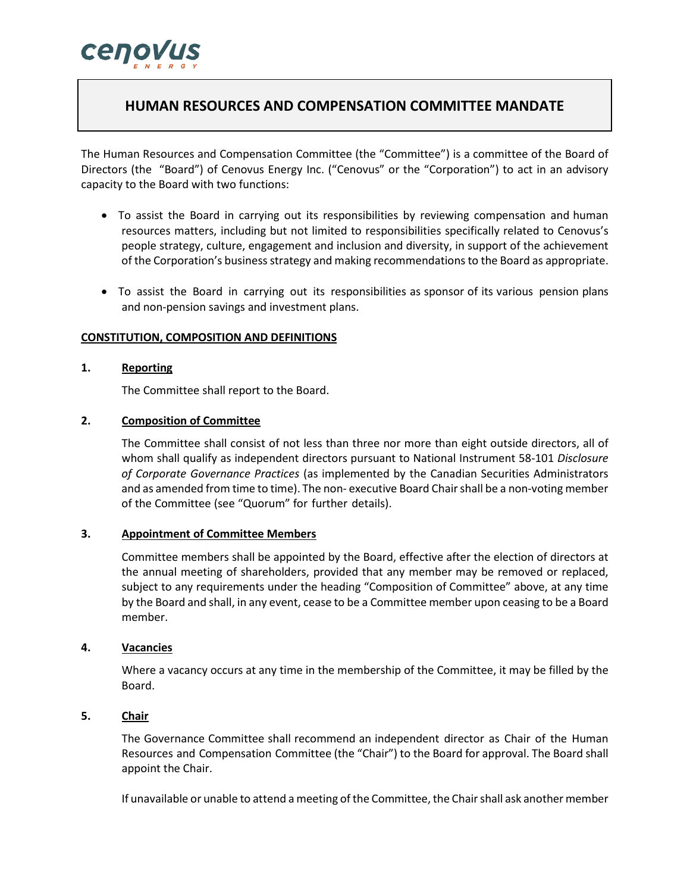# HUMAN RESOURCES AND COMPENSATION COMMITTEE MANDATE

The Human Resources and Compensation Committee (the "Committee") is a committee of the Board of Directors (the "Board") of Cenovus Energy Inc. ("Cenovus" or the "Corporation") to act in an advisory capacity to the Board with two functions:

- To assist the Board in carrying out its responsibilities by reviewing compensation and human resources matters, including but not limited to responsibilities specifically related to Cenovus's people strategy, culture, engagement and inclusion and diversity, in support of the achievement of the Corporation's business strategy and making recommendations to the Board as appropriate.
- To assist the Board in carrying out its responsibilities as sponsor of its various pension plans and non-pension savings and investment plans.

## CONSTITUTION, COMPOSITION AND DEFINITIONS

**1. Reporting**

The Committee shall report to the Board.

**2. Composition of Committee**

The Committee shall consist of not less than three nor more than eight outside directors, all of whom shall qualify as independent directors pursuant to National Instrument 58-101 *Disclosure of Corporate Governance Practices* (as implemented by the Canadian Securities Administrators and as amended from time to time). The non- executive Board Chair shall be a non-voting member of the Committee (see "Quorum" for further details).

**3. Appointment of Committee Members**

Committee members shall be appointed by the Board, effective after the election of directors at the annual meeting of shareholders, provided that any member may be removed or replaced, subject to any requirements under the heading "Composition of Committee" above, at any time by the Board and shall, in any event, cease to be a Committee member upon ceasing to be a Board member.

**4. Vacancies**

Where a vacancy occurs at any time in the membership of the Committee, it may be filled by the Board.

**5. Chair**

The Governance Committee shall recommend an independent director as Chair of the Human Resources and Compensation Committee (the "Chair") to the Board for approval. The Board shall appoint the Chair.

If unavailable or unable to attend a meeting of the Committee, the Chair shall ask another member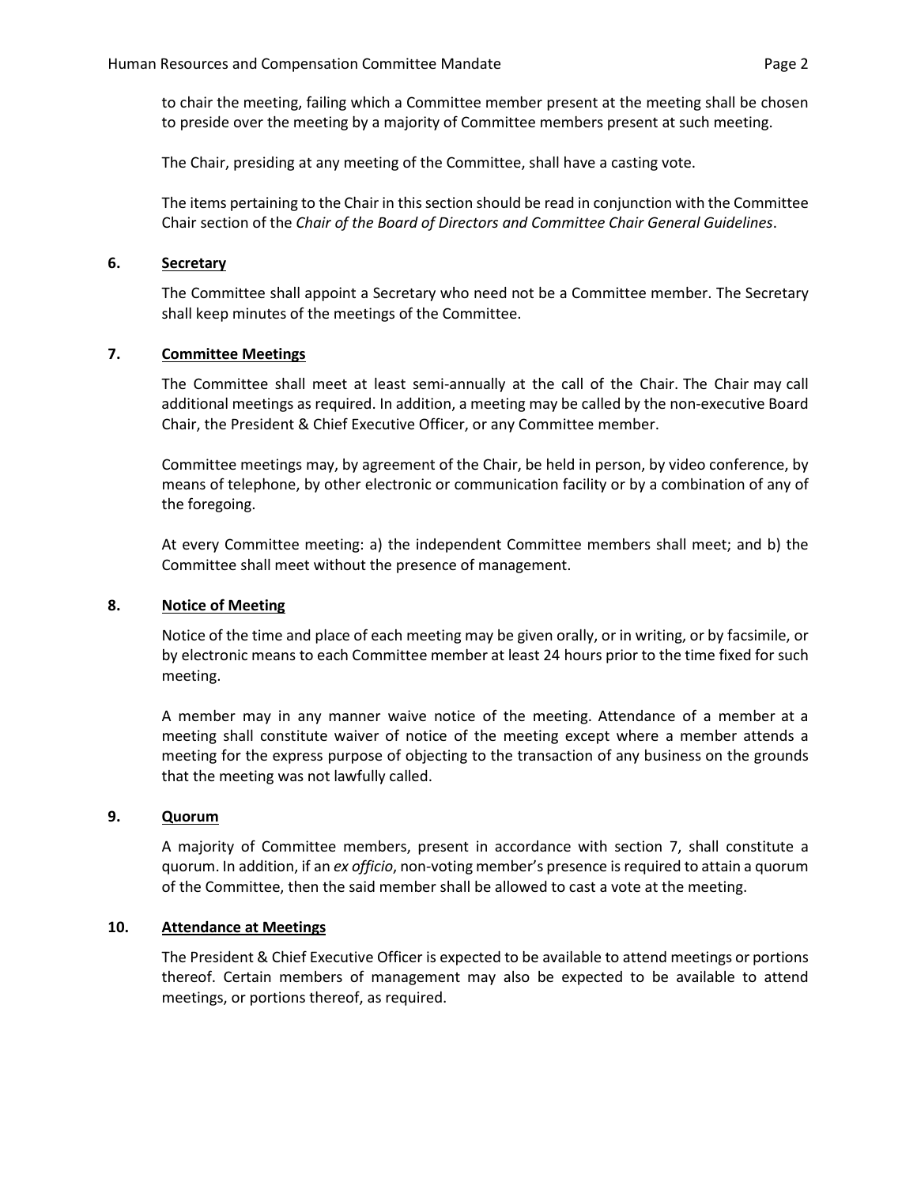to chair the meeting, failing which a Committee member present at the meeting shall be chosen to preside over the meeting by a majority of Committee members present at such meeting.

The Chair, presiding at any meeting of the Committee, shall have a casting vote.

The items pertaining to the Chair in this section should be read in conjunction with the Committee Chair section of the *Chair of the Board of Directors and Committee Chair General Guidelines*.

## 6. Secretary

The Committee shall appoint a Secretary who need not be a Committee member. The Secretary shall keep minutes of the meetings of the Committee.

## 7. Committee Meetings

The Committee shall meet at least semi-annually at the call of the Chair. The Chair may call additional meetings as required. In addition, a meeting may be called by the non-executive Board Chair, the President & Chief Executive Officer, or any Committee member.

Committee meetings may, by agreement of the Chair, be held in person, by video conference, by means of telephone, by other electronic or communication facility or by a combination of any of the foregoing.

At every Committee meeting: a) the independent Committee members shall meet; and b) the Committee shall meet without the presence of management.

## 8. Notice of Meeting

Notice of the time and place of each meeting may be given orally, or in writing, or by facsimile, or by electronic means to each Committee member at least 24 hours prior to the time fixed for such meeting.

A member may in any manner waive notice of the meeting. Attendance of a member at a meeting shall constitute waiver of notice of the meeting except where a member attends a meeting for the express purpose of objecting to the transaction of any business on the grounds that the meeting was not lawfully called.

## 9. Quorum

A majority of Committee members, present in accordance with section 7, shall constitute a quorum. In addition, if an *ex officio*, non-voting member's presence is required to attain a quorum of the Committee, then the said member shall be allowed to cast a vote at the meeting.

## 10. Attendance at Meetings

The President & Chief Executive Officer is expected to be available to attend meetings or portions thereof. Certain members of management may also be expected to be available to attend meetings, or portions thereof, as required.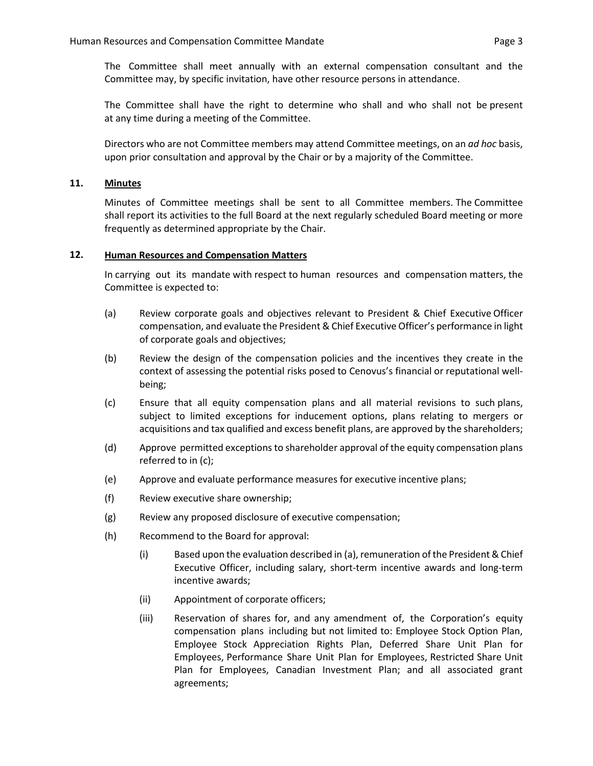The Committee shall meet annually with an external compensation consultant and the Committee may, by specific invitation, have other resource persons in attendance.

The Committee shall have the right to determine who shall and who shall not be present at any time during a meeting of the Committee.

Directors who are not Committee members may attend Committee meetings, on an *ad hoc* basis, upon prior consultation and approval by the Chair or by a majority of the Committee.

## 11. Minutes

Minutes of Committee meetings shall be sent to all Committee members. The Committee shall report its activities to the full Board at the next regularly scheduled Board meeting or more frequently as determined appropriate by the Chair.

## 12. Human Resources and Compensation Matters

In carrying out its mandate with respect to human resources and compensation matters, the Committee is expected to:

(a) Review corporate goals and objectives relevant to President & Chief Executive Officer compensation, and evaluate the President & Chief Executive Officer's performance in light of corporate goals and objectives;

(b) Review the design of the compensation policies and the incentives they create in the context of assessing the potential risks posed to Cenovus's financial or reputational well-being;

(c) Ensure that all equity compensation plans and all material revisions to such plans, subject to limited exceptions for inducement options, plans relating to mergers or acquisitions and tax qualified and excess benefit plans, are approved by the shareholders;

(d) Approve permitted exceptions to shareholder approval of the equity compensation plans referred to in (c);

(e) Approve and evaluate performance measures for executive incentive plans;

(f) Review executive share ownership;

(g) Review any proposed disclosure of executive compensation;

(h) Recommend to the Board for approval:

  (i) Based upon the evaluation described in (a), remuneration of the President & Chief Executive Officer, including salary, short-term incentive awards and long-term incentive awards;

  (ii) Appointment of corporate officers;

  (iii) Reservation of shares for, and any amendment of, the Corporation's equity compensation plans including but not limited to: Employee Stock Option Plan, Employee Stock Appreciation Rights Plan, Deferred Share Unit Plan for Employees, Performance Share Unit Plan for Employees, Restricted Share Unit Plan for Employees, Canadian Investment Plan; and all associated grant agreements;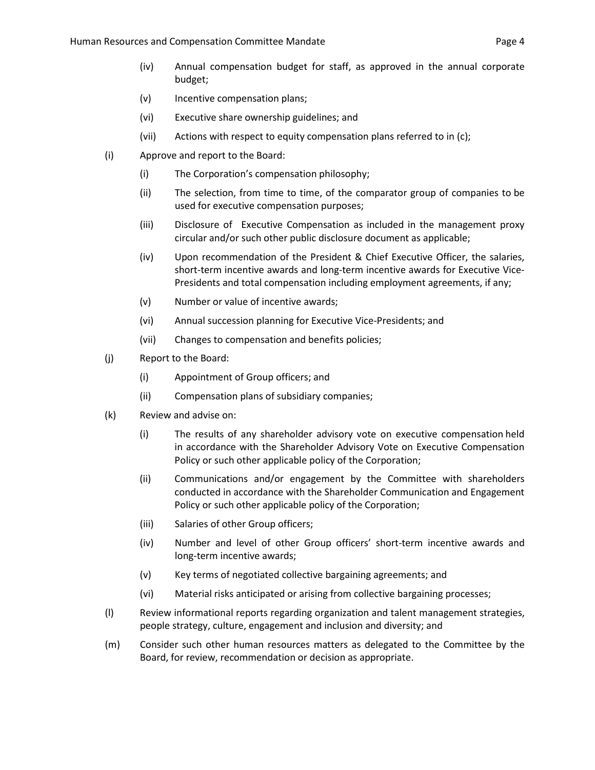(iv) Annual compensation budget for staff, as approved in the annual corporate budget;

(v) Incentive compensation plans;

(vi) Executive share ownership guidelines; and

(vii) Actions with respect to equity compensation plans referred to in (c);

(i) Approve and report to the Board:

(i) The Corporation's compensation philosophy;

(ii) The selection, from time to time, of the comparator group of companies to be used for executive compensation purposes;

(iii) Disclosure of Executive Compensation as included in the management proxy circular and/or such other public disclosure document as applicable;

(iv) Upon recommendation of the President & Chief Executive Officer, the salaries, short-term incentive awards and long-term incentive awards for Executive Vice-Presidents and total compensation including employment agreements, if any;

(v) Number or value of incentive awards;

(vi) Annual succession planning for Executive Vice-Presidents; and

(vii) Changes to compensation and benefits policies;

(j) Report to the Board:

(i) Appointment of Group officers; and

(ii) Compensation plans of subsidiary companies;

(k) Review and advise on:

(i) The results of any shareholder advisory vote on executive compensation held in accordance with the Shareholder Advisory Vote on Executive Compensation Policy or such other applicable policy of the Corporation;

(ii) Communications and/or engagement by the Committee with shareholders conducted in accordance with the Shareholder Communication and Engagement Policy or such other applicable policy of the Corporation;

(iii) Salaries of other Group officers;

(iv) Number and level of other Group officers' short-term incentive awards and long-term incentive awards;

(v) Key terms of negotiated collective bargaining agreements; and

(vi) Material risks anticipated or arising from collective bargaining processes;

(l) Review informational reports regarding organization and talent management strategies, people strategy, culture, engagement and inclusion and diversity; and

(m) Consider such other human resources matters as delegated to the Committee by the Board, for review, recommendation or decision as appropriate.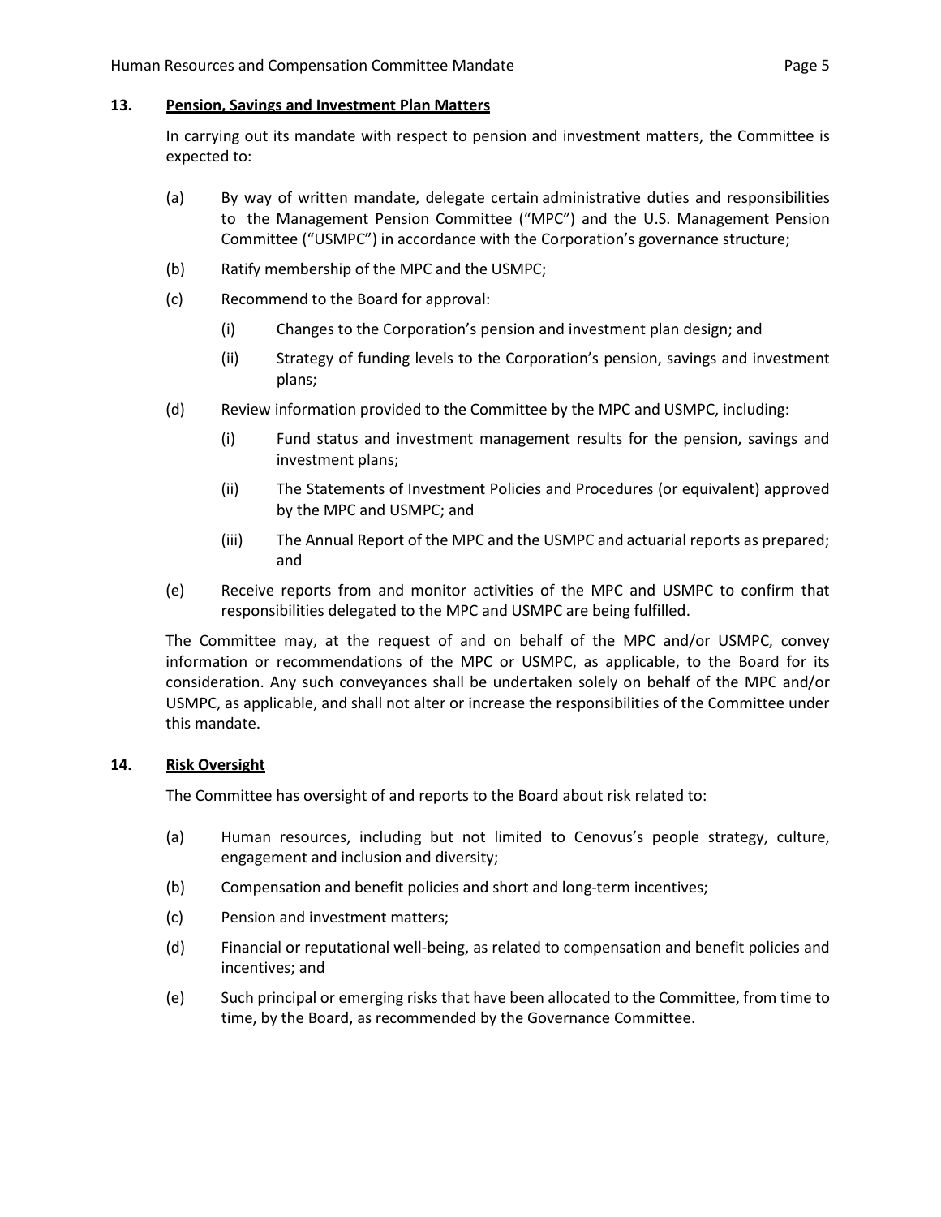**13. <u>Pension, Savings and Investment Plan Matters</u>**

In carrying out its mandate with respect to pension and investment matters, the Committee is expected to:

(a) By way of written mandate, delegate certain administrative duties and responsibilities to the Management Pension Committee ("MPC") and the U.S. Management Pension Committee ("USMPC") in accordance with the Corporation's governance structure;

(b) Ratify membership of the MPC and the USMPC;

(c) Recommend to the Board for approval:

  (i) Changes to the Corporation's pension and investment plan design; and

  (ii) Strategy of funding levels to the Corporation's pension, savings and investment plans;

(d) Review information provided to the Committee by the MPC and USMPC, including:

  (i) Fund status and investment management results for the pension, savings and investment plans;

  (ii) The Statements of Investment Policies and Procedures (or equivalent) approved by the MPC and USMPC; and

  (iii) The Annual Report of the MPC and the USMPC and actuarial reports as prepared; and

(e) Receive reports from and monitor activities of the MPC and USMPC to confirm that responsibilities delegated to the MPC and USMPC are being fulfilled.

The Committee may, at the request of and on behalf of the MPC and/or USMPC, convey information or recommendations of the MPC or USMPC, as applicable, to the Board for its consideration. Any such conveyances shall be undertaken solely on behalf of the MPC and/or USMPC, as applicable, and shall not alter or increase the responsibilities of the Committee under this mandate.

**14. <u>Risk Oversight</u>**

The Committee has oversight of and reports to the Board about risk related to:

(a) Human resources, including but not limited to Cenovus's people strategy, culture, engagement and inclusion and diversity;

(b) Compensation and benefit policies and short and long-term incentives;

(c) Pension and investment matters;

(d) Financial or reputational well-being, as related to compensation and benefit policies and incentives; and

(e) Such principal or emerging risks that have been allocated to the Committee, from time to time, by the Board, as recommended by the Governance Committee.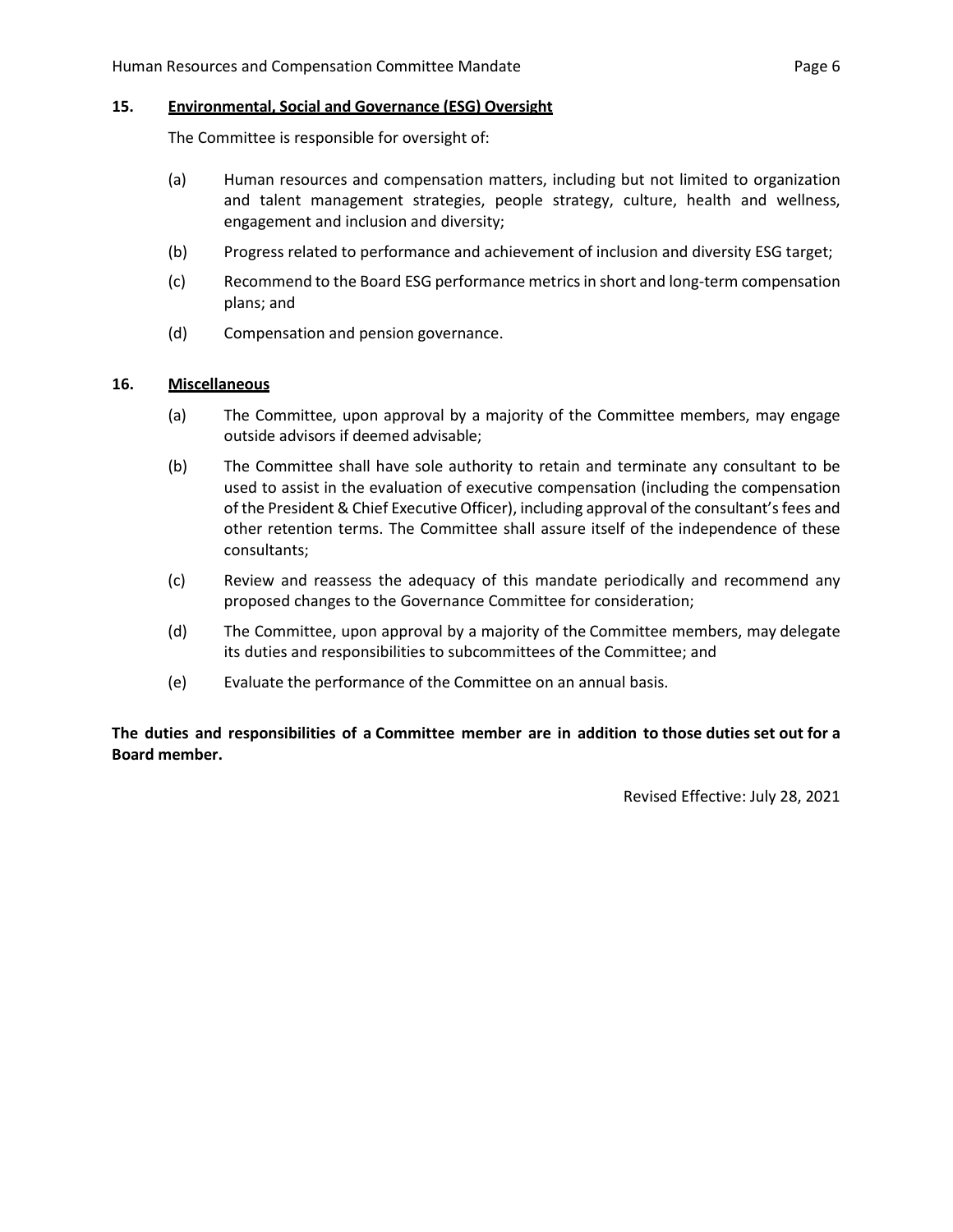## 15. Environmental, Social and Governance (ESG) Oversight

The Committee is responsible for oversight of:

(a) Human resources and compensation matters, including but not limited to organization and talent management strategies, people strategy, culture, health and wellness, engagement and inclusion and diversity;

(b) Progress related to performance and achievement of inclusion and diversity ESG target;

(c) Recommend to the Board ESG performance metrics in short and long-term compensation plans; and

(d) Compensation and pension governance.

## 16. Miscellaneous

(a) The Committee, upon approval by a majority of the Committee members, may engage outside advisors if deemed advisable;

(b) The Committee shall have sole authority to retain and terminate any consultant to be used to assist in the evaluation of executive compensation (including the compensation of the President & Chief Executive Officer), including approval of the consultant's fees and other retention terms. The Committee shall assure itself of the independence of these consultants;

(c) Review and reassess the adequacy of this mandate periodically and recommend any proposed changes to the Governance Committee for consideration;

(d) The Committee, upon approval by a majority of the Committee members, may delegate its duties and responsibilities to subcommittees of the Committee; and

(e) Evaluate the performance of the Committee on an annual basis.

**The duties and responsibilities of a Committee member are in addition to those duties set out for a Board member.**

Revised Effective: July 28, 2021